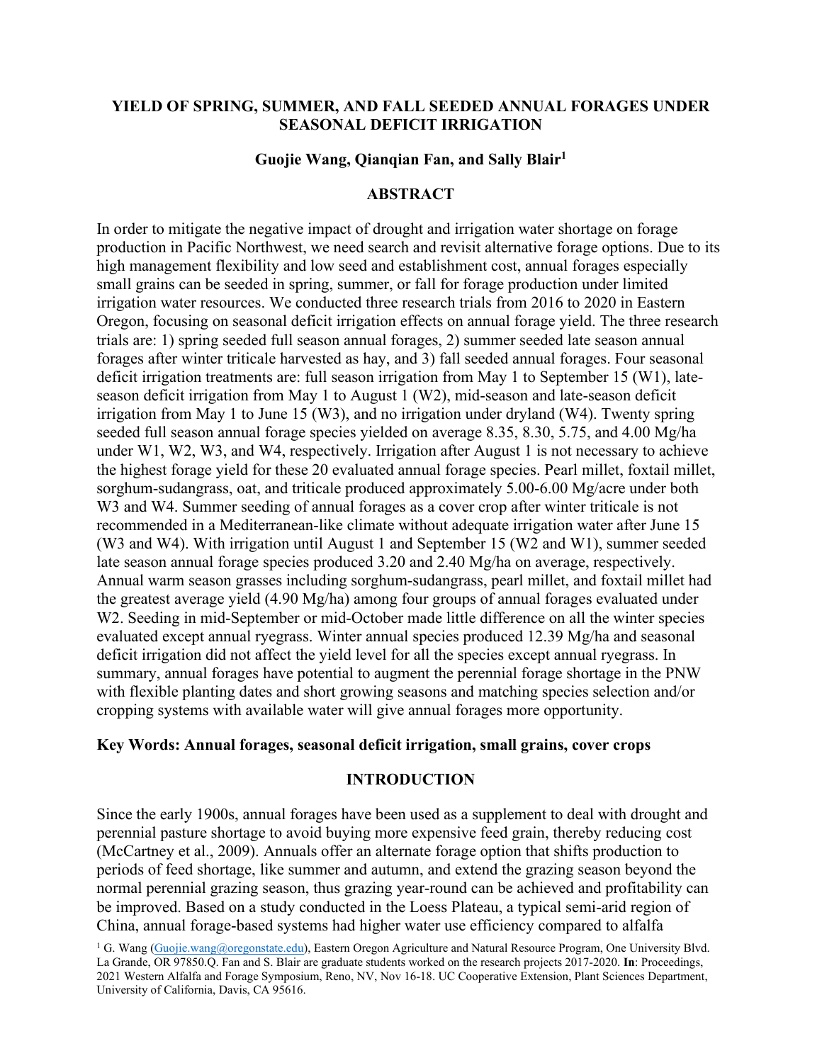# YIELD OF SPRING, SUMMER, AND FALL SEEDED ANNUAL FORAGES UNDER SEASONAL DEFICIT IRRIGATION

**Guojie Wang, Qianqian Fan, and Sally Blair[1]**

## ABSTRACT

In order to mitigate the negative impact of drought and irrigation water shortage on forage production in Pacific Northwest, we need search and revisit alternative forage options. Due to its high management flexibility and low seed and establishment cost, annual forages especially small grains can be seeded in spring, summer, or fall for forage production under limited irrigation water resources. We conducted three research trials from 2016 to 2020 in Eastern Oregon, focusing on seasonal deficit irrigation effects on annual forage yield. The three research trials are: 1) spring seeded full season annual forages, 2) summer seeded late season annual forages after winter triticale harvested as hay, and 3) fall seeded annual forages. Four seasonal deficit irrigation treatments are: full season irrigation from May 1 to September 15 (W1), late-season deficit irrigation from May 1 to August 1 (W2), mid-season and late-season deficit irrigation from May 1 to June 15 (W3), and no irrigation under dryland (W4). Twenty spring seeded full season annual forage species yielded on average 8.35, 8.30, 5.75, and 4.00 Mg/ha under W1, W2, W3, and W4, respectively. Irrigation after August 1 is not necessary to achieve the highest forage yield for these 20 evaluated annual forage species. Pearl millet, foxtail millet, sorghum-sudangrass, oat, and triticale produced approximately 5.00-6.00 Mg/acre under both W3 and W4. Summer seeding of annual forages as a cover crop after winter triticale is not recommended in a Mediterranean-like climate without adequate irrigation water after June 15 (W3 and W4). With irrigation until August 1 and September 15 (W2 and W1), summer seeded late season annual forage species produced 3.20 and 2.40 Mg/ha on average, respectively. Annual warm season grasses including sorghum-sudangrass, pearl millet, and foxtail millet had the greatest average yield (4.90 Mg/ha) among four groups of annual forages evaluated under W2. Seeding in mid-September or mid-October made little difference on all the winter species evaluated except annual ryegrass. Winter annual species produced 12.39 Mg/ha and seasonal deficit irrigation did not affect the yield level for all the species except annual ryegrass. In summary, annual forages have potential to augment the perennial forage shortage in the PNW with flexible planting dates and short growing seasons and matching species selection and/or cropping systems with available water will give annual forages more opportunity.

**Key Words: Annual forages, seasonal deficit irrigation, small grains, cover crops**

## INTRODUCTION

Since the early 1900s, annual forages have been used as a supplement to deal with drought and perennial pasture shortage to avoid buying more expensive feed grain, thereby reducing cost (McCartney et al., 2009). Annuals offer an alternate forage option that shifts production to periods of feed shortage, like summer and autumn, and extend the grazing season beyond the normal perennial grazing season, thus grazing year-round can be achieved and profitability can be improved. Based on a study conducted in the Loess Plateau, a typical semi-arid region of China, annual forage-based systems had higher water use efficiency compared to alfalfa

[1] G. Wang (Guojie.wang@oregonstate.edu), Eastern Oregon Agriculture and Natural Resource Program, One University Blvd. La Grande, OR 97850.Q. Fan and S. Blair are graduate students worked on the research projects 2017-2020. **In**: Proceedings, 2021 Western Alfalfa and Forage Symposium, Reno, NV, Nov 16-18. UC Cooperative Extension, Plant Sciences Department, University of California, Davis, CA 95616.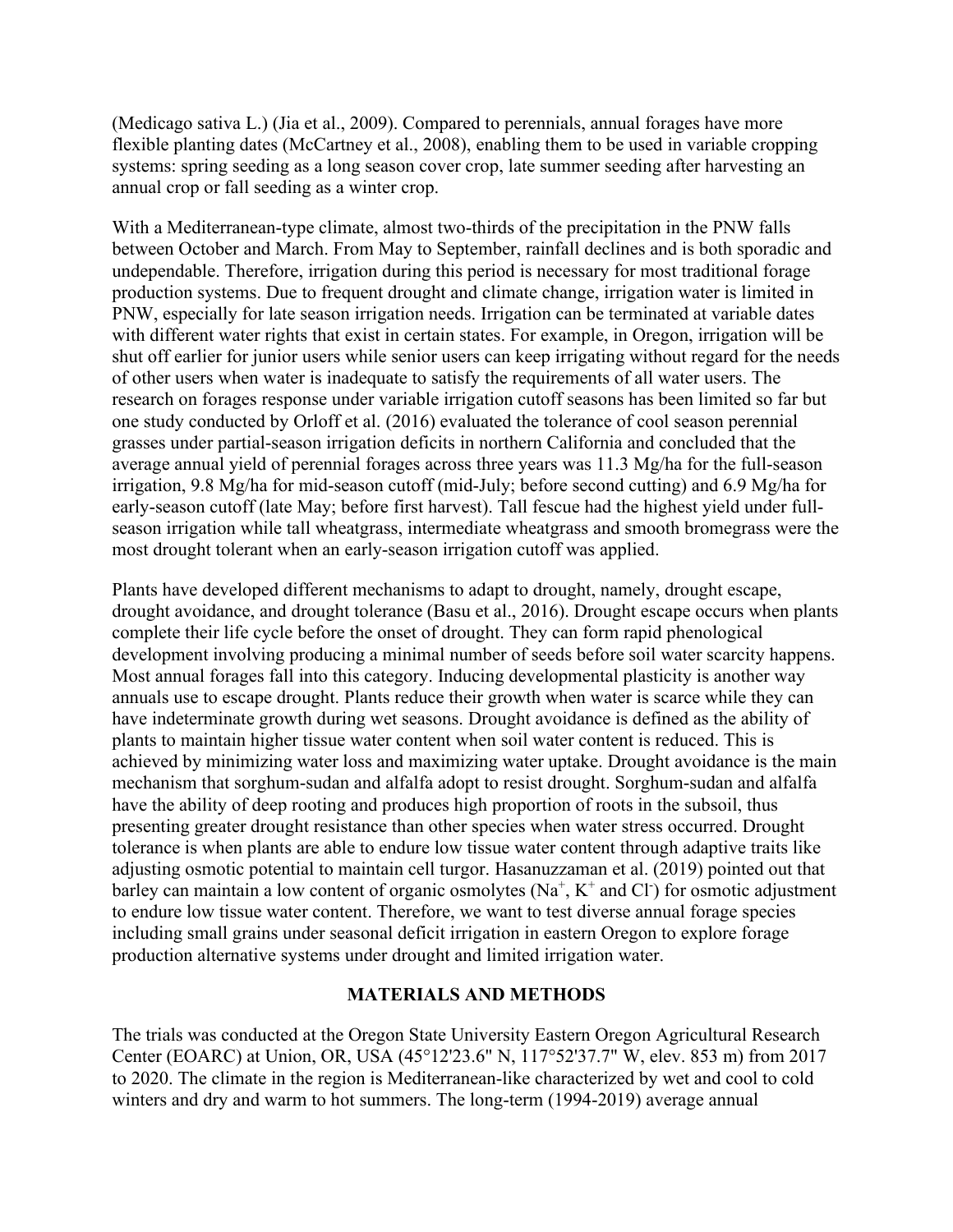(Medicago sativa L.) (Jia et al., 2009). Compared to perennials, annual forages have more flexible planting dates (McCartney et al., 2008), enabling them to be used in variable cropping systems: spring seeding as a long season cover crop, late summer seeding after harvesting an annual crop or fall seeding as a winter crop.

With a Mediterranean-type climate, almost two-thirds of the precipitation in the PNW falls between October and March. From May to September, rainfall declines and is both sporadic and undependable. Therefore, irrigation during this period is necessary for most traditional forage production systems. Due to frequent drought and climate change, irrigation water is limited in PNW, especially for late season irrigation needs. Irrigation can be terminated at variable dates with different water rights that exist in certain states. For example, in Oregon, irrigation will be shut off earlier for junior users while senior users can keep irrigating without regard for the needs of other users when water is inadequate to satisfy the requirements of all water users. The research on forages response under variable irrigation cutoff seasons has been limited so far but one study conducted by Orloff et al. (2016) evaluated the tolerance of cool season perennial grasses under partial-season irrigation deficits in northern California and concluded that the average annual yield of perennial forages across three years was 11.3 Mg/ha for the full-season irrigation, 9.8 Mg/ha for mid-season cutoff (mid-July; before second cutting) and 6.9 Mg/ha for early-season cutoff (late May; before first harvest). Tall fescue had the highest yield under full-season irrigation while tall wheatgrass, intermediate wheatgrass and smooth bromegrass were the most drought tolerant when an early-season irrigation cutoff was applied.

Plants have developed different mechanisms to adapt to drought, namely, drought escape, drought avoidance, and drought tolerance (Basu et al., 2016). Drought escape occurs when plants complete their life cycle before the onset of drought. They can form rapid phenological development involving producing a minimal number of seeds before soil water scarcity happens. Most annual forages fall into this category. Inducing developmental plasticity is another way annuals use to escape drought. Plants reduce their growth when water is scarce while they can have indeterminate growth during wet seasons. Drought avoidance is defined as the ability of plants to maintain higher tissue water content when soil water content is reduced. This is achieved by minimizing water loss and maximizing water uptake. Drought avoidance is the main mechanism that sorghum-sudan and alfalfa adopt to resist drought. Sorghum-sudan and alfalfa have the ability of deep rooting and produces high proportion of roots in the subsoil, thus presenting greater drought resistance than other species when water stress occurred. Drought tolerance is when plants are able to endure low tissue water content through adaptive traits like adjusting osmotic potential to maintain cell turgor. Hasanuzzaman et al. (2019) pointed out that barley can maintain a low content of organic osmolytes ($Na^+$, $K^+$ and $Cl^-$) for osmotic adjustment to endure low tissue water content. Therefore, we want to test diverse annual forage species including small grains under seasonal deficit irrigation in eastern Oregon to explore forage production alternative systems under drought and limited irrigation water.

## MATERIALS AND METHODS

The trials was conducted at the Oregon State University Eastern Oregon Agricultural Research Center (EOARC) at Union, OR, USA (45°12'23.6" N, 117°52'37.7" W, elev. 853 m) from 2017 to 2020. The climate in the region is Mediterranean-like characterized by wet and cool to cold winters and dry and warm to hot summers. The long-term (1994-2019) average annual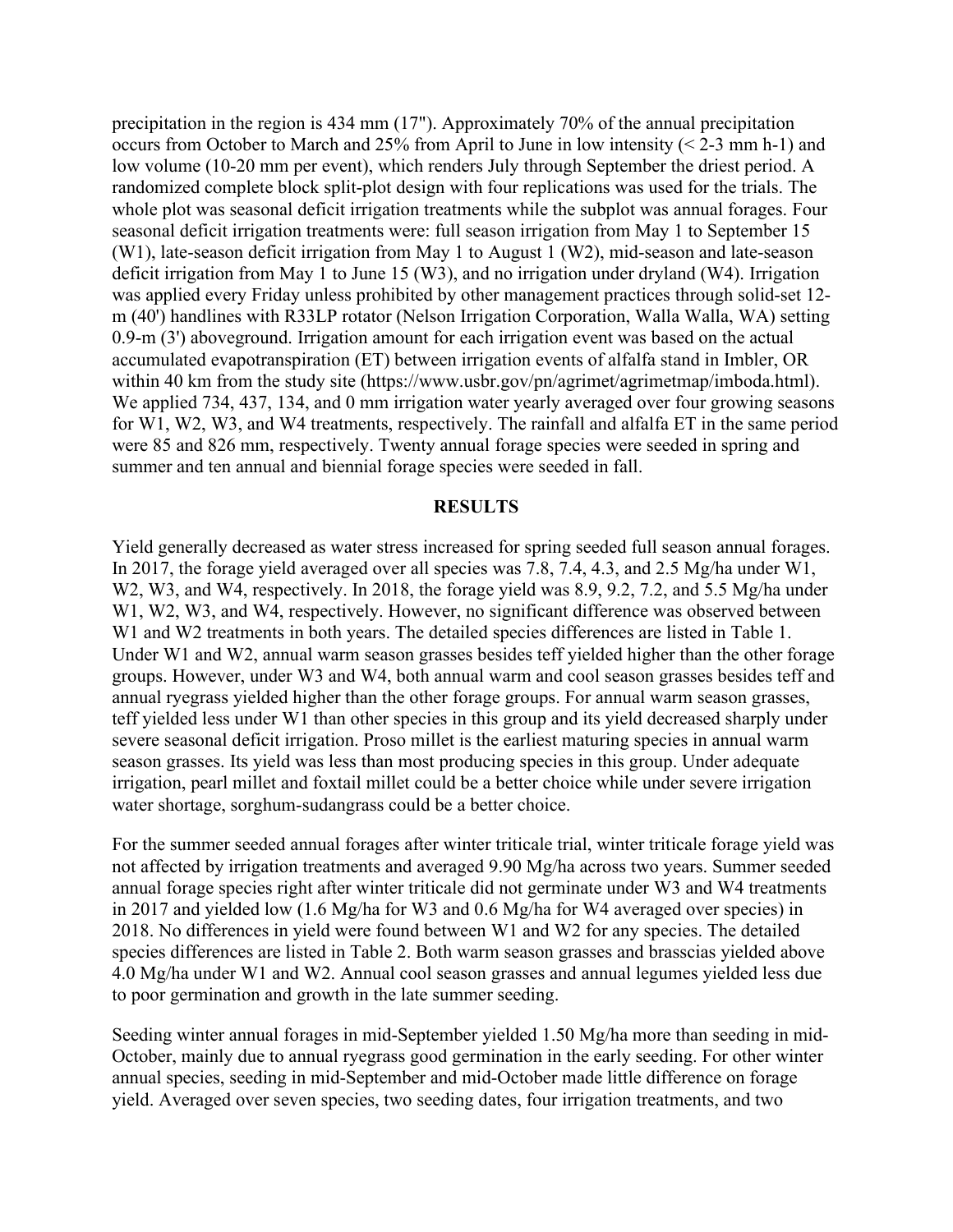precipitation in the region is 434 mm (17"). Approximately 70% of the annual precipitation occurs from October to March and 25% from April to June in low intensity (< 2-3 mm h-1) and low volume (10-20 mm per event), which renders July through September the driest period. A randomized complete block split-plot design with four replications was used for the trials. The whole plot was seasonal deficit irrigation treatments while the subplot was annual forages. Four seasonal deficit irrigation treatments were: full season irrigation from May 1 to September 15 (W1), late-season deficit irrigation from May 1 to August 1 (W2), mid-season and late-season deficit irrigation from May 1 to June 15 (W3), and no irrigation under dryland (W4). Irrigation was applied every Friday unless prohibited by other management practices through solid-set 12-m (40') handlines with R33LP rotator (Nelson Irrigation Corporation, Walla Walla, WA) setting 0.9-m (3') aboveground. Irrigation amount for each irrigation event was based on the actual accumulated evapotranspiration (ET) between irrigation events of alfalfa stand in Imbler, OR within 40 km from the study site (https://www.usbr.gov/pn/agrimet/agrimetmap/imboda.html). We applied 734, 437, 134, and 0 mm irrigation water yearly averaged over four growing seasons for W1, W2, W3, and W4 treatments, respectively. The rainfall and alfalfa ET in the same period were 85 and 826 mm, respectively. Twenty annual forage species were seeded in spring and summer and ten annual and biennial forage species were seeded in fall.

## RESULTS

Yield generally decreased as water stress increased for spring seeded full season annual forages. In 2017, the forage yield averaged over all species was 7.8, 7.4, 4.3, and 2.5 Mg/ha under W1, W2, W3, and W4, respectively. In 2018, the forage yield was 8.9, 9.2, 7.2, and 5.5 Mg/ha under W1, W2, W3, and W4, respectively. However, no significant difference was observed between W1 and W2 treatments in both years. The detailed species differences are listed in Table 1. Under W1 and W2, annual warm season grasses besides teff yielded higher than the other forage groups. However, under W3 and W4, both annual warm and cool season grasses besides teff and annual ryegrass yielded higher than the other forage groups. For annual warm season grasses, teff yielded less under W1 than other species in this group and its yield decreased sharply under severe seasonal deficit irrigation. Proso millet is the earliest maturing species in annual warm season grasses. Its yield was less than most producing species in this group. Under adequate irrigation, pearl millet and foxtail millet could be a better choice while under severe irrigation water shortage, sorghum-sudangrass could be a better choice.

For the summer seeded annual forages after winter triticale trial, winter triticale forage yield was not affected by irrigation treatments and averaged 9.90 Mg/ha across two years. Summer seeded annual forage species right after winter triticale did not germinate under W3 and W4 treatments in 2017 and yielded low (1.6 Mg/ha for W3 and 0.6 Mg/ha for W4 averaged over species) in 2018. No differences in yield were found between W1 and W2 for any species. The detailed species differences are listed in Table 2. Both warm season grasses and brasscias yielded above 4.0 Mg/ha under W1 and W2. Annual cool season grasses and annual legumes yielded less due to poor germination and growth in the late summer seeding.

Seeding winter annual forages in mid-September yielded 1.50 Mg/ha more than seeding in mid-October, mainly due to annual ryegrass good germination in the early seeding. For other winter annual species, seeding in mid-September and mid-October made little difference on forage yield. Averaged over seven species, two seeding dates, four irrigation treatments, and two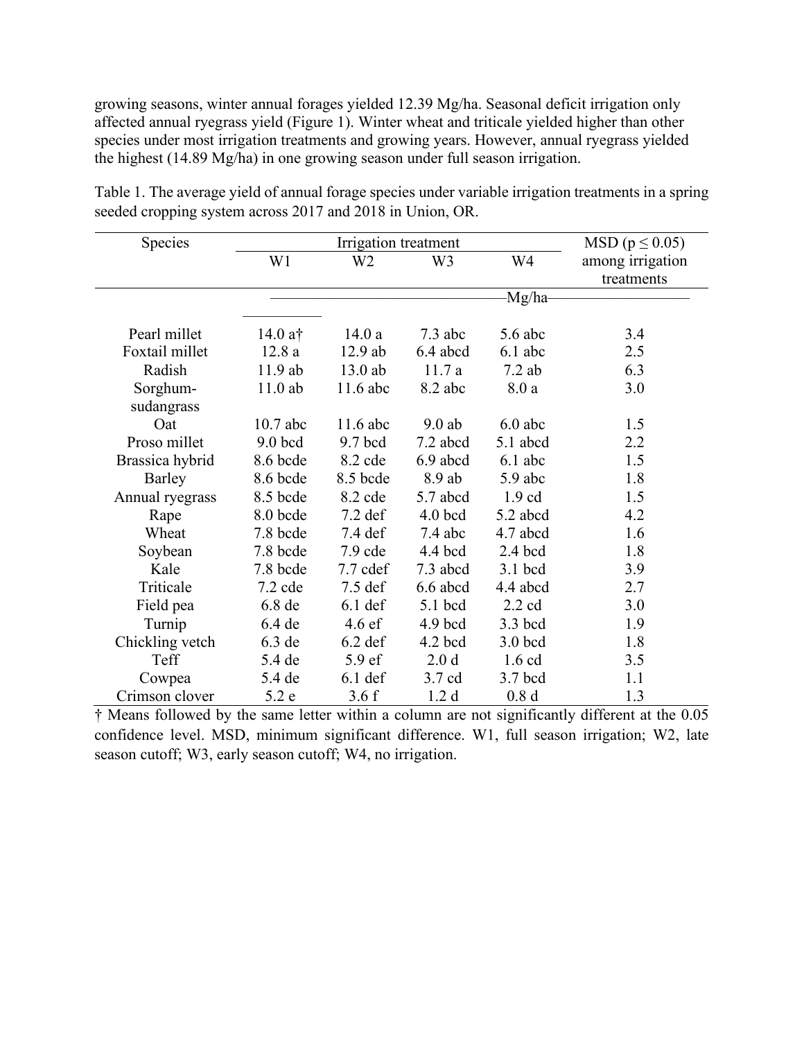growing seasons, winter annual forages yielded 12.39 Mg/ha. Seasonal deficit irrigation only affected annual ryegrass yield (Figure 1). Winter wheat and triticale yielded higher than other species under most irrigation treatments and growing years. However, annual ryegrass yielded the highest (14.89 Mg/ha) in one growing season under full season irrigation.

Table 1. The average yield of annual forage species under variable irrigation treatments in a spring seeded cropping system across 2017 and 2018 in Union, OR.

| Species | Irrigation treatment | | | | MSD ($p \leq 0.05$) |
|---|---|---|---|---|---|
| | W1 | W2 | W3 | W4 | among irrigation treatments |
| | Mg/ha | | | | |
| Pearl millet | 14.0 a† | 14.0 a | 7.3 abc | 5.6 abc | 3.4 |
| Foxtail millet | 12.8 a | 12.9 ab | 6.4 abcd | 6.1 abc | 2.5 |
| Radish | 11.9 ab | 13.0 ab | 11.7 a | 7.2 ab | 6.3 |
| Sorghum-sudangrass | 11.0 ab | 11.6 abc | 8.2 abc | 8.0 a | 3.0 |
| Oat | 10.7 abc | 11.6 abc | 9.0 ab | 6.0 abc | 1.5 |
| Proso millet | 9.0 bcd | 9.7 bcd | 7.2 abcd | 5.1 abcd | 2.2 |
| Brassica hybrid | 8.6 bcde | 8.2 cde | 6.9 abcd | 6.1 abc | 1.5 |
| Barley | 8.6 bcde | 8.5 bcde | 8.9 ab | 5.9 abc | 1.8 |
| Annual ryegrass | 8.5 bcde | 8.2 cde | 5.7 abcd | 1.9 cd | 1.5 |
| Rape | 8.0 bcde | 7.2 def | 4.0 bcd | 5.2 abcd | 4.2 |
| Wheat | 7.8 bcde | 7.4 def | 7.4 abc | 4.7 abcd | 1.6 |
| Soybean | 7.8 bcde | 7.9 cde | 4.4 bcd | 2.4 bcd | 1.8 |
| Kale | 7.8 bcde | 7.7 cdef | 7.3 abcd | 3.1 bcd | 3.9 |
| Triticale | 7.2 cde | 7.5 def | 6.6 abcd | 4.4 abcd | 2.7 |
| Field pea | 6.8 de | 6.1 def | 5.1 bcd | 2.2 cd | 3.0 |
| Turnip | 6.4 de | 4.6 ef | 4.9 bcd | 3.3 bcd | 1.9 |
| Chickling vetch | 6.3 de | 6.2 def | 4.2 bcd | 3.0 bcd | 1.8 |
| Teff | 5.4 de | 5.9 ef | 2.0 d | 1.6 cd | 3.5 |
| Cowpea | 5.4 de | 6.1 def | 3.7 cd | 3.7 bcd | 1.1 |
| Crimson clover | 5.2 e | 3.6 f | 1.2 d | 0.8 d | 1.3 |

† Means followed by the same letter within a column are not significantly different at the 0.05 confidence level. MSD, minimum significant difference. W1, full season irrigation; W2, late season cutoff; W3, early season cutoff; W4, no irrigation.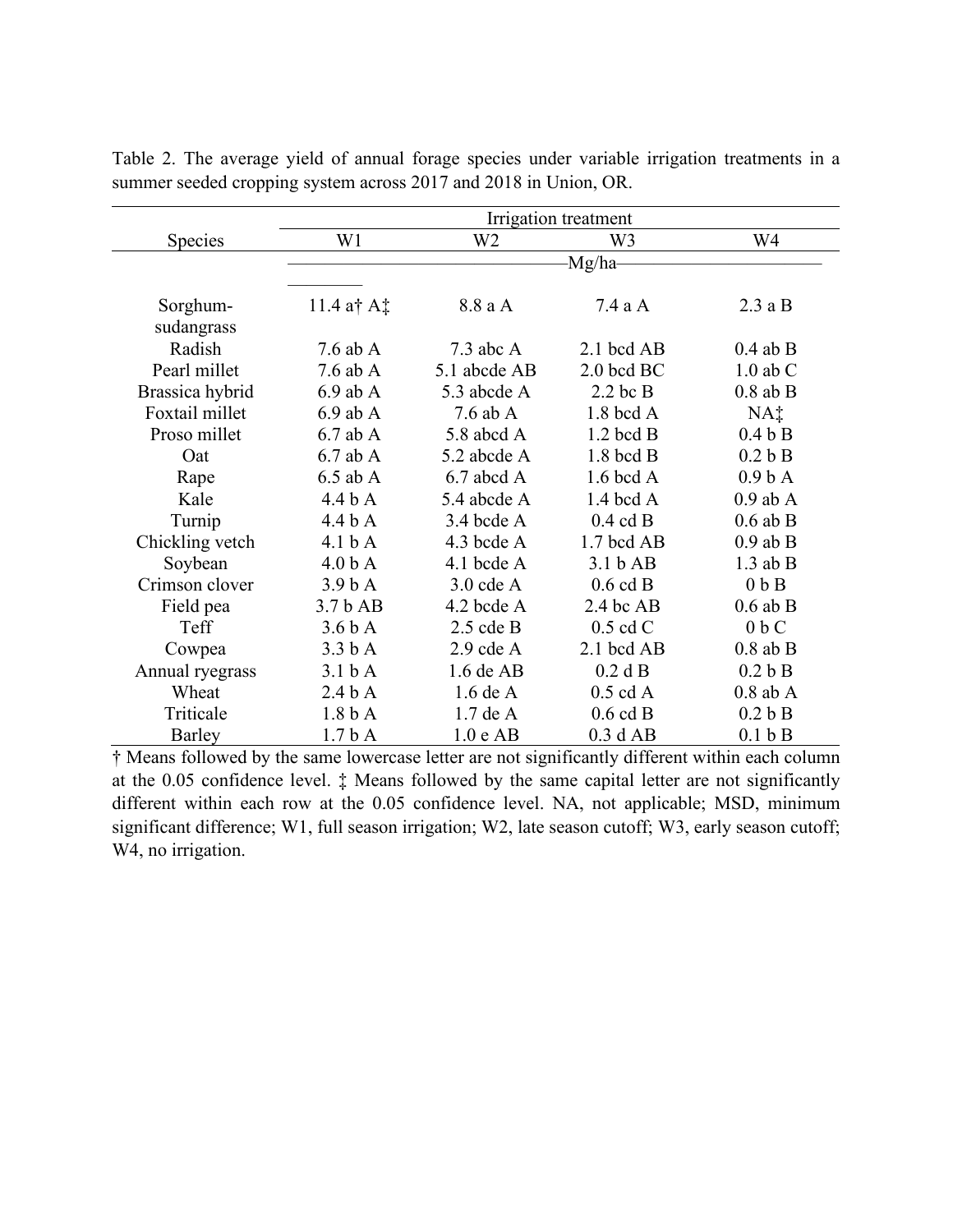Table 2. The average yield of annual forage species under variable irrigation treatments in a summer seeded cropping system across 2017 and 2018 in Union, OR.

| Species | Irrigation treatment | | | |
|---|---|---|---|---|
| | W1 | W2 | W3 | W4 |
| | Mg/ha | | | |
| Sorghum-sudangrass | 11.4 a† A‡ | 8.8 a A | 7.4 a A | 2.3 a B |
| Radish | 7.6 ab A | 7.3 abc A | 2.1 bcd AB | 0.4 ab B |
| Pearl millet | 7.6 ab A | 5.1 abcde AB | 2.0 bcd BC | 1.0 ab C |
| Brassica hybrid | 6.9 ab A | 5.3 abcde A | 2.2 bc B | 0.8 ab B |
| Foxtail millet | 6.9 ab A | 7.6 ab A | 1.8 bcd A | NA‡ |
| Proso millet | 6.7 ab A | 5.8 abcd A | 1.2 bcd B | 0.4 b B |
| Oat | 6.7 ab A | 5.2 abcde A | 1.8 bcd B | 0.2 b B |
| Rape | 6.5 ab A | 6.7 abcd A | 1.6 bcd A | 0.9 b A |
| Kale | 4.4 b A | 5.4 abcde A | 1.4 bcd A | 0.9 ab A |
| Turnip | 4.4 b A | 3.4 bcde A | 0.4 cd B | 0.6 ab B |
| Chickling vetch | 4.1 b A | 4.3 bcde A | 1.7 bcd AB | 0.9 ab B |
| Soybean | 4.0 b A | 4.1 bcde A | 3.1 b AB | 1.3 ab B |
| Crimson clover | 3.9 b A | 3.0 cde A | 0.6 cd B | 0 b B |
| Field pea | 3.7 b AB | 4.2 bcde A | 2.4 bc AB | 0.6 ab B |
| Teff | 3.6 b A | 2.5 cde B | 0.5 cd C | 0 b C |
| Cowpea | 3.3 b A | 2.9 cde A | 2.1 bcd AB | 0.8 ab B |
| Annual ryegrass | 3.1 b A | 1.6 de AB | 0.2 d B | 0.2 b B |
| Wheat | 2.4 b A | 1.6 de A | 0.5 cd A | 0.8 ab A |
| Triticale | 1.8 b A | 1.7 de A | 0.6 cd B | 0.2 b B |
| Barley | 1.7 b A | 1.0 e AB | 0.3 d AB | 0.1 b B |

† Means followed by the same lowercase letter are not significantly different within each column at the 0.05 confidence level. ‡ Means followed by the same capital letter are not significantly different within each row at the 0.05 confidence level. NA, not applicable; MSD, minimum significant difference; W1, full season irrigation; W2, late season cutoff; W3, early season cutoff; W4, no irrigation.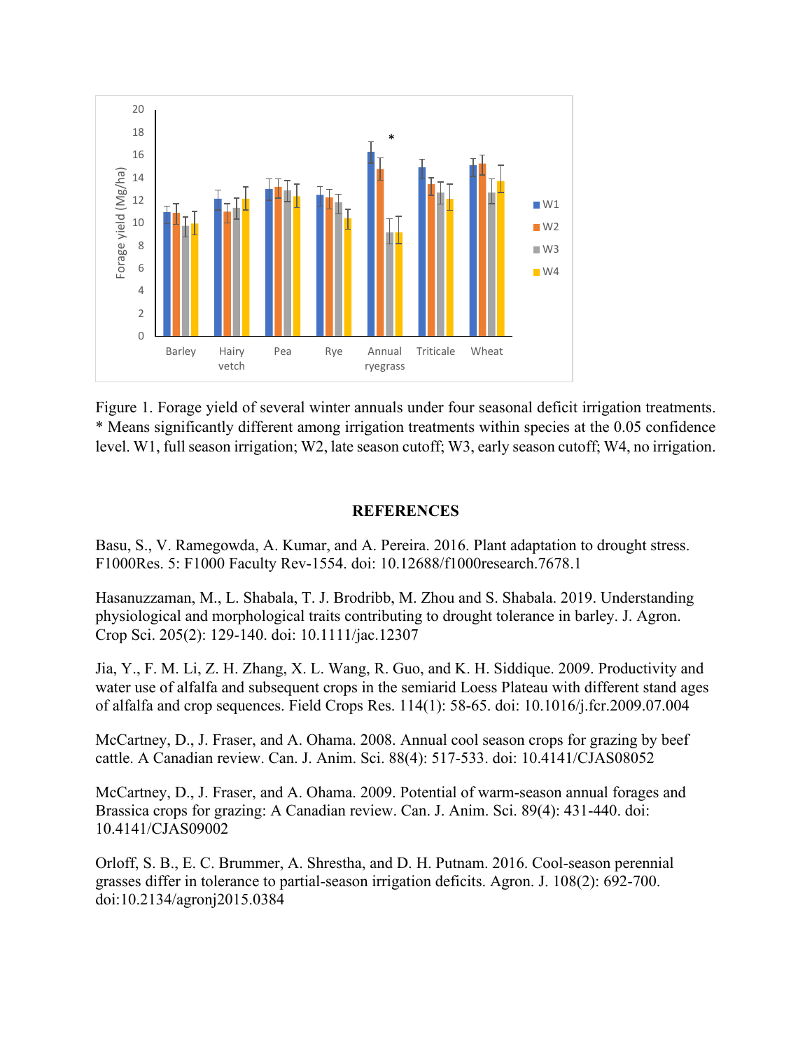20
18
16
14
12
10
8
6
4
2
0

Forage yield (Mg/ha)

*

Barley
Hairy vetch
Pea
Rye
Annual ryegrass
Triticale
Wheat

W1
W2
W3
W4

Figure 1. Forage yield of several winter annuals under four seasonal deficit irrigation treatments. * Means significantly different among irrigation treatments within species at the 0.05 confidence level. W1, full season irrigation; W2, late season cutoff; W3, early season cutoff; W4, no irrigation.

## REFERENCES

Basu, S., V. Ramegowda, A. Kumar, and A. Pereira. 2016. Plant adaptation to drought stress. F1000Res. 5: F1000 Faculty Rev-1554. doi: 10.12688/f1000research.7678.1

Hasanuzzaman, M., L. Shabala, T. J. Brodribb, M. Zhou and S. Shabala. 2019. Understanding physiological and morphological traits contributing to drought tolerance in barley. J. Agron. Crop Sci. 205(2): 129-140. doi: 10.1111/jac.12307

Jia, Y., F. M. Li, Z. H. Zhang, X. L. Wang, R. Guo, and K. H. Siddique. 2009. Productivity and water use of alfalfa and subsequent crops in the semiarid Loess Plateau with different stand ages of alfalfa and crop sequences. Field Crops Res. 114(1): 58-65. doi: 10.1016/j.fcr.2009.07.004

McCartney, D., J. Fraser, and A. Ohama. 2008. Annual cool season crops for grazing by beef cattle. A Canadian review. Can. J. Anim. Sci. 88(4): 517-533. doi: 10.4141/CJAS08052

McCartney, D., J. Fraser, and A. Ohama. 2009. Potential of warm-season annual forages and Brassica crops for grazing: A Canadian review. Can. J. Anim. Sci. 89(4): 431-440. doi: 10.4141/CJAS09002

Orloff, S. B., E. C. Brummer, A. Shrestha, and D. H. Putnam. 2016. Cool-season perennial grasses differ in tolerance to partial-season irrigation deficits. Agron. J. 108(2): 692-700. doi:10.2134/agronj2015.0384